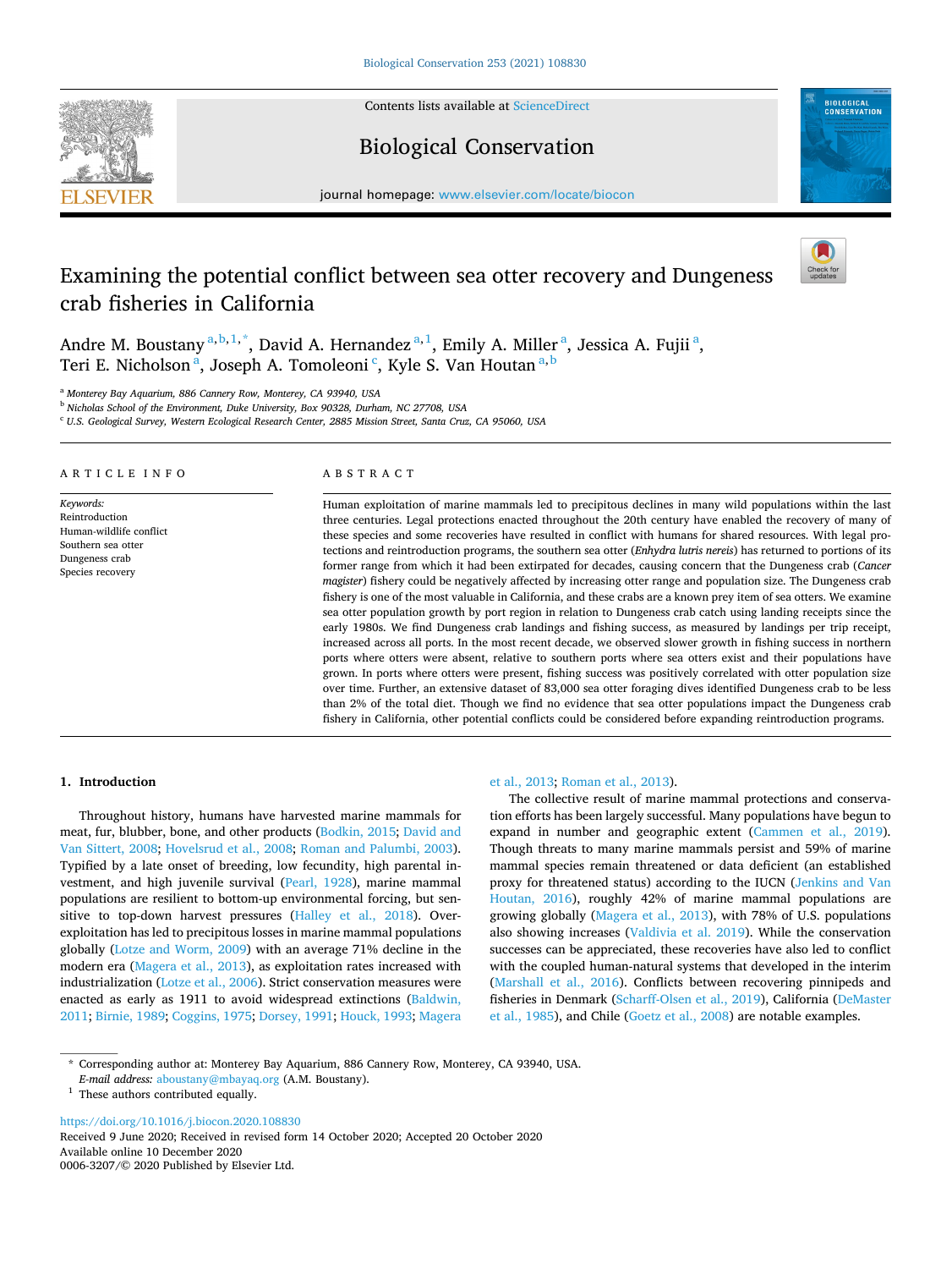# Examining the potential conflict between sea otter recovery and Dungeness crab fisheries in California

Andre M. Boustany [a,b,1,*], David A. Hernandez [a,1], Emily A. Miller [a], Jessica A. Fujii [a], Teri E. Nicholson [a], Joseph A. Tomoleoni [c], Kyle S. Van Houtan [a,b]

[a] Monterey Bay Aquarium, 886 Cannery Row, Monterey, CA 93940, USA
[b] Nicholas School of the Environment, Duke University, Box 90328, Durham, NC 27708, USA
[c] U.S. Geological Survey, Western Ecological Research Center, 2885 Mission Street, Santa Cruz, CA 95060, USA

## ARTICLE INFO

*Keywords:*
Reintroduction
Human-wildlife conflict
Southern sea otter
Dungeness crab
Species recovery

## ABSTRACT

Human exploitation of marine mammals led to precipitous declines in many wild populations within the last three centuries. Legal protections enacted throughout the 20th century have enabled the recovery of many of these species and some recoveries have resulted in conflict with humans for shared resources. With legal protections and reintroduction programs, the southern sea otter (*Enhydra lutris nereis*) has returned to portions of its former range from which it had been extirpated for decades, causing concern that the Dungeness crab (*Cancer magister*) fishery could be negatively affected by increasing otter range and population size. The Dungeness crab fishery is one of the most valuable in California, and these crabs are a known prey item of sea otters. We examine sea otter population growth by port region in relation to Dungeness crab catch using landing receipts since the early 1980s. We find Dungeness crab landings and fishing success, as measured by landings per trip receipt, increased across all ports. In the most recent decade, we observed slower growth in fishing success in northern ports where otters were absent, relative to southern ports where sea otters exist and their populations have grown. In ports where otters were present, fishing success was positively correlated with otter population size over time. Further, an extensive dataset of 83,000 sea otter foraging dives identified Dungeness crab to be less than 2% of the total diet. Though we find no evidence that sea otter populations impact the Dungeness crab fishery in California, other potential conflicts could be considered before expanding reintroduction programs.

## 1. Introduction

Throughout history, humans have harvested marine mammals for meat, fur, blubber, bone, and other products (Bodkin, 2015; David and Van Sittert, 2008; Hovelsrud et al., 2008; Roman and Palumbi, 2003). Typified by a late onset of breeding, low fecundity, high parental investment, and high juvenile survival (Pearl, 1928), marine mammal populations are resilient to bottom-up environmental forcing, but sensitive to top-down harvest pressures (Halley et al., 2018). Overexploitation has led to precipitous losses in marine mammal populations globally (Lotze and Worm, 2009) with an average 71% decline in the modern era (Magera et al., 2013), as exploitation rates increased with industrialization (Lotze et al., 2006). Strict conservation measures were enacted as early as 1911 to avoid widespread extinctions (Baldwin, 2011; Birnie, 1989; Coggins, 1975; Dorsey, 1991; Houck, 1993; Magera et al., 2013; Roman et al., 2013).

The collective result of marine mammal protections and conservation efforts has been largely successful. Many populations have begun to expand in number and geographic extent (Cammen et al., 2019). Though threats to many marine mammals persist and 59% of marine mammal species remain threatened or data deficient (an established proxy for threatened status) according to the IUCN (Jenkins and Van Houtan, 2016), roughly 42% of marine mammal populations are growing globally (Magera et al., 2013), with 78% of U.S. populations also showing increases (Valdivia et al. 2019). While the conservation successes can be appreciated, these recoveries have also led to conflict with the coupled human-natural systems that developed in the interim (Marshall et al., 2016). Conflicts between recovering pinnipeds and fisheries in Denmark (Scharff-Olsen et al., 2019), California (DeMaster et al., 1985), and Chile (Goetz et al., 2008) are notable examples.

\* Corresponding author at: Monterey Bay Aquarium, 886 Cannery Row, Monterey, CA 93940, USA.
*E-mail address:* aboustany@mbayaq.org (A.M. Boustany).
[1] These authors contributed equally.

https://doi.org/10.1016/j.biocon.2020.108830
Received 9 June 2020; Received in revised form 14 October 2020; Accepted 20 October 2020
Available online 10 December 2020
0006-3207/© 2020 Published by Elsevier Ltd.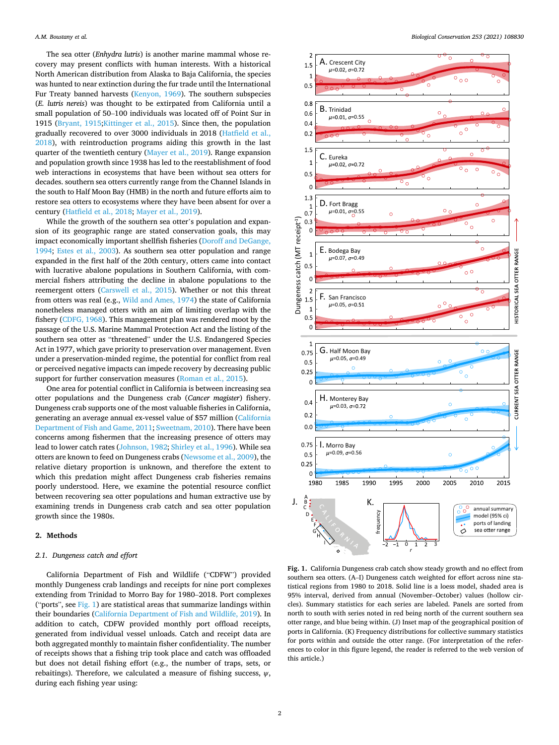The sea otter (*Enhydra lutris*) is another marine mammal whose recovery may present conflicts with human interests. With a historical North American distribution from Alaska to Baja California, the species was hunted to near extinction during the fur trade until the International Fur Treaty banned harvests (Kenyon, 1969). The southern subspecies (*E. lutris nereis*) was thought to be extirpated from California until a small population of 50–100 individuals was located off of Point Sur in 1915 (Bryant, 1915;Kittinger et al., 2015). Since then, the population gradually recovered to over 3000 individuals in 2018 (Hatfield et al., 2018), with reintroduction programs aiding this growth in the last quarter of the twentieth century (Mayer et al., 2019). Range expansion and population growth since 1938 has led to the reestablishment of food web interactions in ecosystems that have been without sea otters for decades. southern sea otters currently range from the Channel Islands in the south to Half Moon Bay (HMB) in the north and future efforts aim to restore sea otters to ecosystems where they have been absent for over a century (Hatfield et al., 2018; Mayer et al., 2019).

While the growth of the southern sea otter's population and expansion of its geographic range are stated conservation goals, this may impact economically important shellfish fisheries (Doroff and DeGange, 1994; Estes et al., 2003). As southern sea otter population and range expanded in the first half of the 20th century, otters came into contact with lucrative abalone populations in Southern California, with commercial fishers attributing the decline in abalone populations to the reemergent otters (Carswell et al., 2015). Whether or not this threat from otters was real (e.g., Wild and Ames, 1974) the state of California nonetheless managed otters with an aim of limiting overlap with the fishery (CDFG, 1968). This management plan was rendered moot by the passage of the U.S. Marine Mammal Protection Act and the listing of the southern sea otter as "threatened" under the U.S. Endangered Species Act in 1977, which gave priority to preservation over management. Even under a preservation-minded regime, the potential for conflict from real or perceived negative impacts can impede recovery by decreasing public support for further conservation measures (Roman et al., 2015).

One area for potential conflict in California is between increasing sea otter populations and the Dungeness crab (*Cancer magister*) fishery. Dungeness crab supports one of the most valuable fisheries in California, generating an average annual ex-vessel value of $57 million (California Department of Fish and Game, 2011; Sweetnam, 2010). There have been concerns among fishermen that the increasing presence of otters may lead to lower catch rates (Johnson, 1982; Shirley et al., 1996). While sea otters are known to feed on Dungeness crabs (Newsome et al., 2009), the relative dietary proportion is unknown, and therefore the extent to which this predation might affect Dungeness crab fisheries remains poorly understood. Here, we examine the potential resource conflict between recovering sea otter populations and human extractive use by examining trends in Dungeness crab catch and sea otter population growth since the 1980s.

## 2. Methods

### 2.1. Dungeness catch and effort

California Department of Fish and Wildlife ("CDFW") provided monthly Dungeness crab landings and receipts for nine port complexes extending from Trinidad to Morro Bay for 1980–2018. Port complexes ("ports", see Fig. 1) are statistical areas that summarize landings within their boundaries (California Department of Fish and Wildlife, 2019). In addition to catch, CDFW provided monthly port offload receipts, generated from individual vessel unloads. Catch and receipt data are both aggregated monthly to maintain fisher confidentiality. The number of receipts shows that a fishing trip took place and catch was offloaded but does not detail fishing effort (e.g., the number of traps, sets, or rebaitings). Therefore, we calculated a measure of fishing success, $\psi$, during each fishing year using:

**Fig. 1.** California Dungeness crab catch show steady growth and no effect from southern sea otters. (A–I) Dungeness catch weighted for effort across nine statistical regions from 1980 to 2018. Solid line is a loess model, shaded area is 95% interval, derived from annual (November–October) values (hollow circles). Summary statistics for each series are labeled. Panels are sorted from north to south with series noted in red being north of the current southern sea otter range, and blue being within. (J) Inset map of the geographical position of ports in California. (K) Frequency distributions for collective summary statistics for ports within and outside the otter range. (For interpretation of the references to color in this figure legend, the reader is referred to the web version of this article.)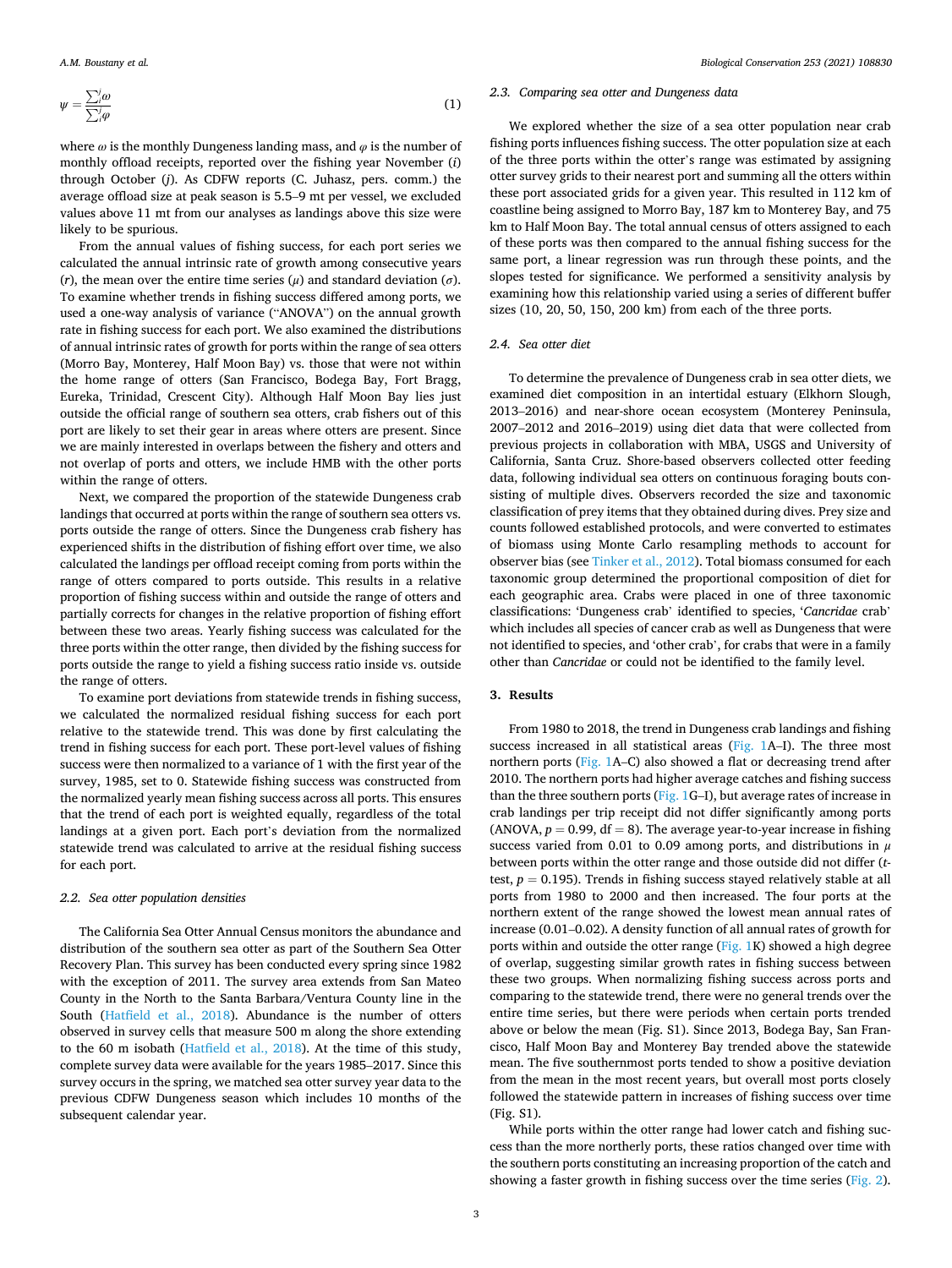$$\psi = \frac{\sum_i^j \omega}{\sum_i^j \varphi} \tag{1}$$

where $\omega$ is the monthly Dungeness landing mass, and $\varphi$ is the number of monthly offload receipts, reported over the fishing year November ($i$) through October ($j$). As CDFW reports (C. Juhasz, pers. comm.) the average offload size at peak season is 5.5–9 mt per vessel, we excluded values above 11 mt from our analyses as landings above this size were likely to be spurious.

From the annual values of fishing success, for each port series we calculated the annual intrinsic rate of growth among consecutive years ($r$), the mean over the entire time series ($\mu$) and standard deviation ($\sigma$). To examine whether trends in fishing success differed among ports, we used a one-way analysis of variance ("ANOVA") on the annual growth rate in fishing success for each port. We also examined the distributions of annual intrinsic rates of growth for ports within the range of sea otters (Morro Bay, Monterey, Half Moon Bay) vs. those that were not within the home range of otters (San Francisco, Bodega Bay, Fort Bragg, Eureka, Trinidad, Crescent City). Although Half Moon Bay lies just outside the official range of southern sea otters, crab fishers out of this port are likely to set their gear in areas where otters are present. Since we are mainly interested in overlaps between the fishery and otters and not overlap of ports and otters, we include HMB with the other ports within the range of otters.

Next, we compared the proportion of the statewide Dungeness crab landings that occurred at ports within the range of southern sea otters vs. ports outside the range of otters. Since the Dungeness crab fishery has experienced shifts in the distribution of fishing effort over time, we also calculated the landings per offload receipt coming from ports within the range of otters compared to ports outside. This results in a relative proportion of fishing success within and outside the range of otters and partially corrects for changes in the relative proportion of fishing effort between these two areas. Yearly fishing success was calculated for the three ports within the otter range, then divided by the fishing success for ports outside the range to yield a fishing success ratio inside vs. outside the range of otters.

To examine port deviations from statewide trends in fishing success, we calculated the normalized residual fishing success for each port relative to the statewide trend. This was done by first calculating the trend in fishing success for each port. These port-level values of fishing success were then normalized to a variance of 1 with the first year of the survey, 1985, set to 0. Statewide fishing success was constructed from the normalized yearly mean fishing success across all ports. This ensures that the trend of each port is weighted equally, regardless of the total landings at a given port. Each port's deviation from the normalized statewide trend was calculated to arrive at the residual fishing success for each port.

### 2.2. Sea otter population densities

The California Sea Otter Annual Census monitors the abundance and distribution of the southern sea otter as part of the Southern Sea Otter Recovery Plan. This survey has been conducted every spring since 1982 with the exception of 2011. The survey area extends from San Mateo County in the North to the Santa Barbara/Ventura County line in the South (Hatfield et al., 2018). Abundance is the number of otters observed in survey cells that measure 500 m along the shore extending to the 60 m isobath (Hatfield et al., 2018). At the time of this study, complete survey data were available for the years 1985–2017. Since this survey occurs in the spring, we matched sea otter survey year data to the previous CDFW Dungeness season which includes 10 months of the subsequent calendar year.

### 2.3. Comparing sea otter and Dungeness data

We explored whether the size of a sea otter population near crab fishing ports influences fishing success. The otter population size at each of the three ports within the otter's range was estimated by assigning otter survey grids to their nearest port and summing all the otters within these port associated grids for a given year. This resulted in 112 km of coastline being assigned to Morro Bay, 187 km to Monterey Bay, and 75 km to Half Moon Bay. The total annual census of otters assigned to each of these ports was then compared to the annual fishing success for the same port, a linear regression was run through these points, and the slopes tested for significance. We performed a sensitivity analysis by examining how this relationship varied using a series of different buffer sizes (10, 20, 50, 150, 200 km) from each of the three ports.

### 2.4. Sea otter diet

To determine the prevalence of Dungeness crab in sea otter diets, we examined diet composition in an intertidal estuary (Elkhorn Slough, 2013–2016) and near-shore ocean ecosystem (Monterey Peninsula, 2007–2012 and 2016–2019) using diet data that were collected from previous projects in collaboration with MBA, USGS and University of California, Santa Cruz. Shore-based observers collected otter feeding data, following individual sea otters on continuous foraging bouts consisting of multiple dives. Observers recorded the size and taxonomic classification of prey items that they obtained during dives. Prey size and counts followed established protocols, and were converted to estimates of biomass using Monte Carlo resampling methods to account for observer bias (see Tinker et al., 2012). Total biomass consumed for each taxonomic group determined the proportional composition of diet for each geographic area. Crabs were placed in one of three taxonomic classifications: 'Dungeness crab' identified to species, '*Cancridae* crab' which includes all species of cancer crab as well as Dungeness that were not identified to species, and 'other crab', for crabs that were in a family other than *Cancridae* or could not be identified to the family level.

## 3. Results

From 1980 to 2018, the trend in Dungeness crab landings and fishing success increased in all statistical areas (Fig. 1A–I). The three most northern ports (Fig. 1A–C) also showed a flat or decreasing trend after 2010. The northern ports had higher average catches and fishing success than the three southern ports (Fig. 1G–I), but average rates of increase in crab landings per trip receipt did not differ significantly among ports (ANOVA, $p = 0.99$, df $= 8$). The average year-to-year increase in fishing success varied from 0.01 to 0.09 among ports, and distributions in $\mu$ between ports within the otter range and those outside did not differ ($t$-test, $p = 0.195$). Trends in fishing success stayed relatively stable at all ports from 1980 to 2000 and then increased. The four ports at the northern extent of the range showed the lowest mean annual rates of increase (0.01–0.02). A density function of all annual rates of growth for ports within and outside the otter range (Fig. 1K) showed a high degree of overlap, suggesting similar growth rates in fishing success between these two groups. When normalizing fishing success across ports and comparing to the statewide trend, there were no general trends over the entire time series, but there were periods when certain ports trended above or below the mean (Fig. S1). Since 2013, Bodega Bay, San Francisco, Half Moon Bay and Monterey Bay trended above the statewide mean. The five southernmost ports tended to show a positive deviation from the mean in the most recent years, but overall most ports closely followed the statewide pattern in increases of fishing success over time (Fig. S1).

While ports within the otter range had lower catch and fishing success than the more northerly ports, these ratios changed over time with the southern ports constituting an increasing proportion of the catch and showing a faster growth in fishing success over the time series (Fig. 2).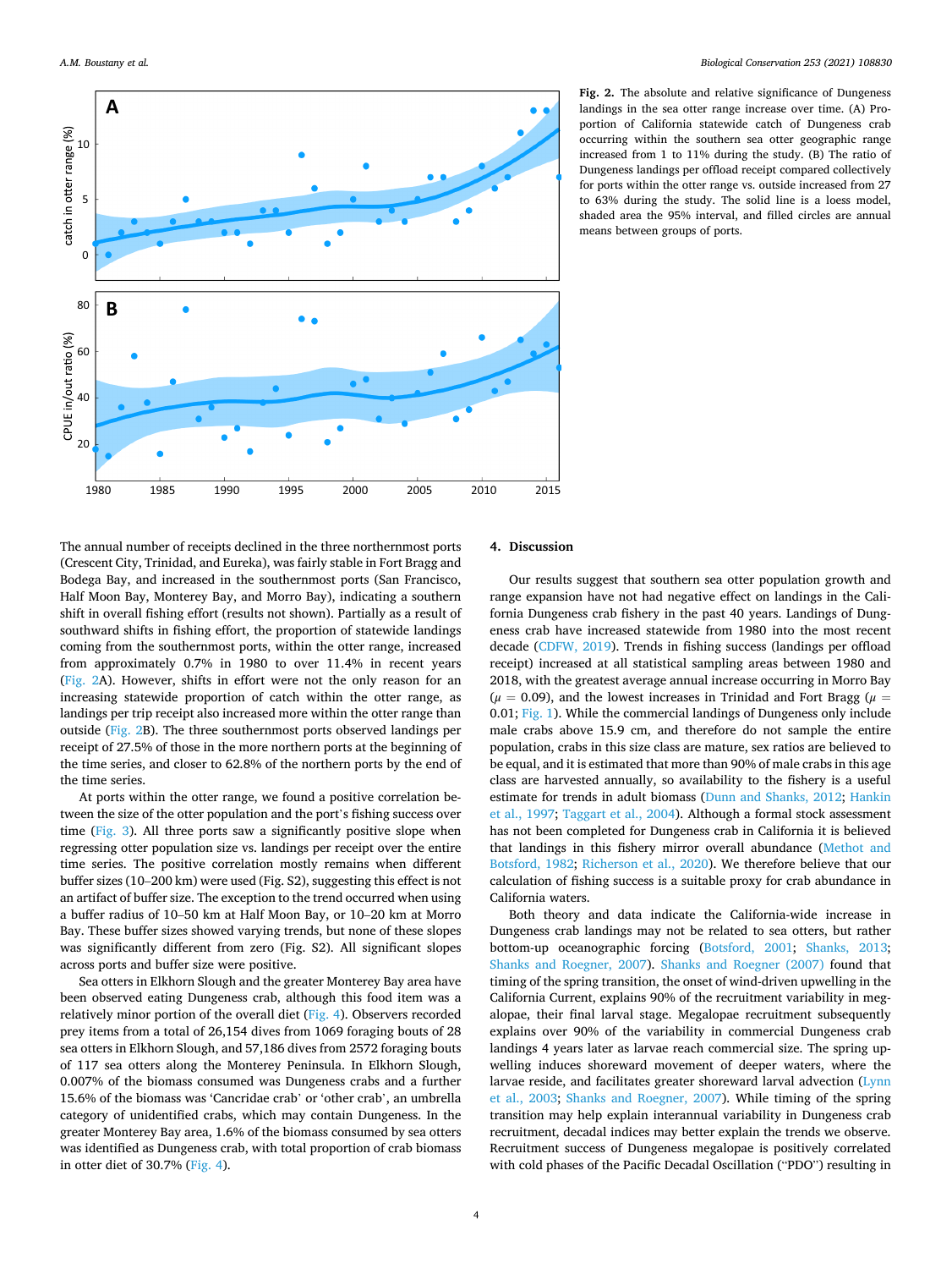**Fig. 2.** The absolute and relative significance of Dungeness landings in the sea otter range increase over time. (A) Proportion of California statewide catch of Dungeness crab occurring within the southern sea otter geographic range increased from 1 to 11% during the study. (B) The ratio of Dungeness landings per offload receipt compared collectively for ports within the otter range vs. outside increased from 27 to 63% during the study. The solid line is a loess model, shaded area the 95% interval, and filled circles are annual means between groups of ports.

The annual number of receipts declined in the three northernmost ports (Crescent City, Trinidad, and Eureka), was fairly stable in Fort Bragg and Bodega Bay, and increased in the southernmost ports (San Francisco, Half Moon Bay, Monterey Bay, and Morro Bay), indicating a southern shift in overall fishing effort (results not shown). Partially as a result of southward shifts in fishing effort, the proportion of statewide landings coming from the southernmost ports, within the otter range, increased from approximately 0.7% in 1980 to over 11.4% in recent years (Fig. 2A). However, shifts in effort were not the only reason for an increasing statewide proportion of catch within the otter range, as landings per trip receipt also increased more within the otter range than outside (Fig. 2B). The three southernmost ports observed landings per receipt of 27.5% of those in the more northern ports at the beginning of the time series, and closer to 62.8% of the northern ports by the end of the time series.

At ports within the otter range, we found a positive correlation between the size of the otter population and the port's fishing success over time (Fig. 3). All three ports saw a significantly positive slope when regressing otter population size vs. landings per receipt over the entire time series. The positive correlation mostly remains when different buffer sizes (10–200 km) were used (Fig. S2), suggesting this effect is not an artifact of buffer size. The exception to the trend occurred when using a buffer radius of 10–50 km at Half Moon Bay, or 10–20 km at Morro Bay. These buffer sizes showed varying trends, but none of these slopes was significantly different from zero (Fig. S2). All significant slopes across ports and buffer size were positive.

Sea otters in Elkhorn Slough and the greater Monterey Bay area have been observed eating Dungeness crab, although this food item was a relatively minor portion of the overall diet (Fig. 4). Observers recorded prey items from a total of 26,154 dives from 1069 foraging bouts of 28 sea otters in Elkhorn Slough, and 57,186 dives from 2572 foraging bouts of 117 sea otters along the Monterey Peninsula. In Elkhorn Slough, 0.007% of the biomass consumed was Dungeness crabs and a further 15.6% of the biomass was 'Cancridae crab' or 'other crab', an umbrella category of unidentified crabs, which may contain Dungeness. In the greater Monterey Bay area, 1.6% of the biomass consumed by sea otters was identified as Dungeness crab, with total proportion of crab biomass in otter diet of 30.7% (Fig. 4).

## 4. Discussion

Our results suggest that southern sea otter population growth and range expansion have not had negative effect on landings in the California Dungeness crab fishery in the past 40 years. Landings of Dungeness crab have increased statewide from 1980 into the most recent decade (CDFW, 2019). Trends in fishing success (landings per offload receipt) increased at all statistical sampling areas between 1980 and 2018, with the greatest average annual increase occurring in Morro Bay ($\mu = 0.09$), and the lowest increases in Trinidad and Fort Bragg ($\mu = 0.01$; Fig. 1). While the commercial landings of Dungeness only include male crabs above 15.9 cm, and therefore do not sample the entire population, crabs in this size class are mature, sex ratios are believed to be equal, and it is estimated that more than 90% of male crabs in this age class are harvested annually, so availability to the fishery is a useful estimate for trends in adult biomass (Dunn and Shanks, 2012; Hankin et al., 1997; Taggart et al., 2004). Although a formal stock assessment has not been completed for Dungeness crab in California it is believed that landings in this fishery mirror overall abundance (Methot and Botsford, 1982; Richerson et al., 2020). We therefore believe that our calculation of fishing success is a suitable proxy for crab abundance in California waters.

Both theory and data indicate the California-wide increase in Dungeness crab landings may not be related to sea otters, but rather bottom-up oceanographic forcing (Botsford, 2001; Shanks, 2013; Shanks and Roegner, 2007). Shanks and Roegner (2007) found that timing of the spring transition, the onset of wind-driven upwelling in the California Current, explains 90% of the recruitment variability in megalopae, their final larval stage. Megalopae recruitment subsequently explains over 90% of the variability in commercial Dungeness crab landings 4 years later as larvae reach commercial size. The spring upwelling induces shoreward movement of deeper waters, where the larvae reside, and facilitates greater shoreward larval advection (Lynn et al., 2003; Shanks and Roegner, 2007). While timing of the spring transition may help explain interannual variability in Dungeness crab recruitment, decadal indices may better explain the trends we observe. Recruitment success of Dungeness megalopae is positively correlated with cold phases of the Pacific Decadal Oscillation ("PDO") resulting in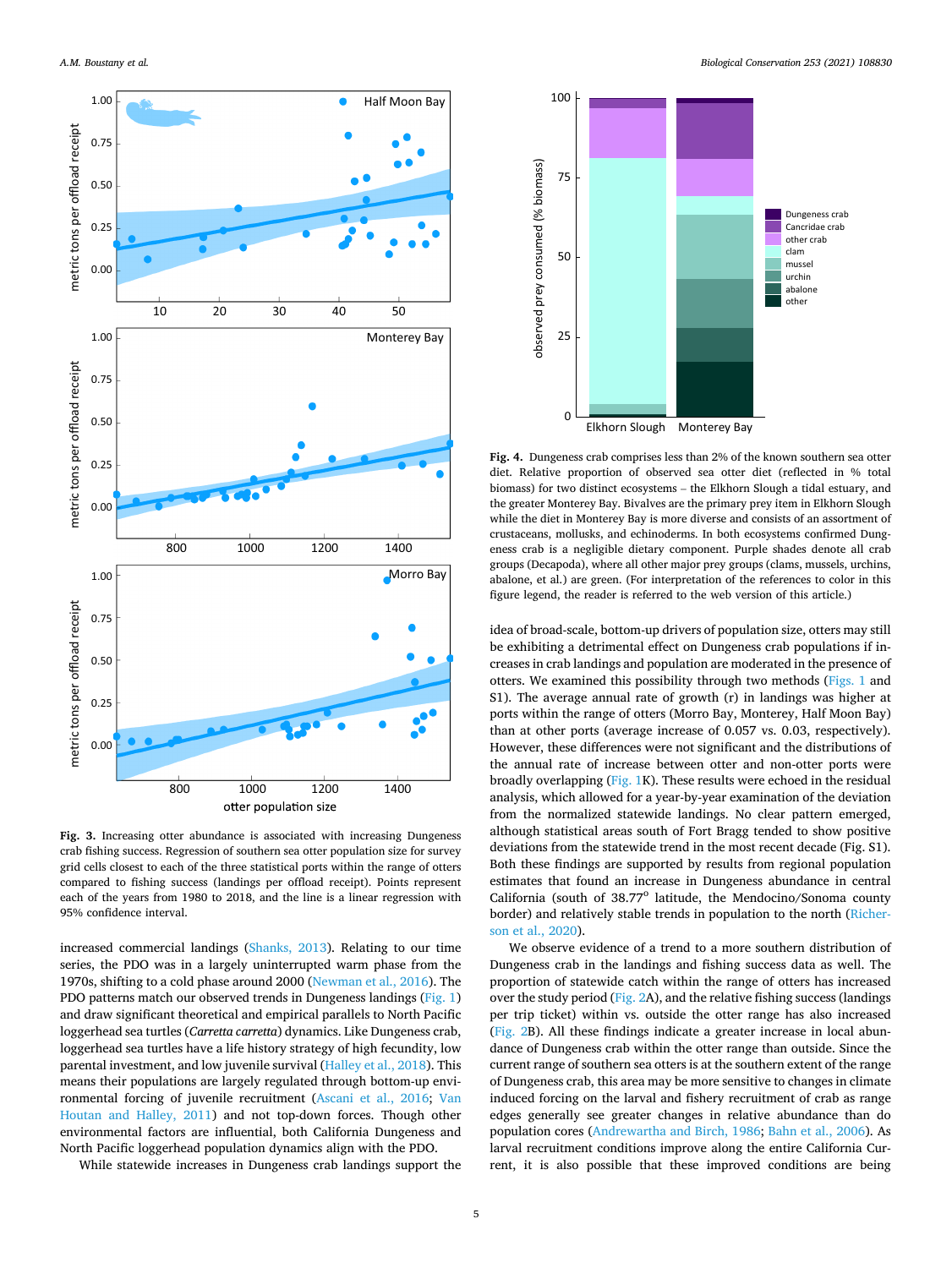**Fig. 3.** Increasing otter abundance is associated with increasing Dungeness crab fishing success. Regression of southern sea otter population size for survey grid cells closest to each of the three statistical ports within the range of otters compared to fishing success (landings per offload receipt). Points represent each of the years from 1980 to 2018, and the line is a linear regression with 95% confidence interval.

**Fig. 4.** Dungeness crab comprises less than 2% of the known southern sea otter diet. Relative proportion of observed sea otter diet (reflected in % total biomass) for two distinct ecosystems – the Elkhorn Slough a tidal estuary, and the greater Monterey Bay. Bivalves are the primary prey item in Elkhorn Slough while the diet in Monterey Bay is more diverse and consists of an assortment of crustaceans, mollusks, and echinoderms. In both ecosystems confirmed Dungeness crab is a negligible dietary component. Purple shades denote all crab groups (Decapoda), where all other major prey groups (clams, mussels, urchins, abalone, et al.) are green. (For interpretation of the references to color in this figure legend, the reader is referred to the web version of this article.)

increased commercial landings (Shanks, 2013). Relating to our time series, the PDO was in a largely uninterrupted warm phase from the 1970s, shifting to a cold phase around 2000 (Newman et al., 2016). The PDO patterns match our observed trends in Dungeness crab landings (Fig. 1) and draw significant theoretical and empirical parallels to North Pacific loggerhead sea turtles (*Carretta carretta*) dynamics. Like Dungeness crab, loggerhead sea turtles have a life history strategy of high fecundity, low parental investment, and low juvenile survival (Halley et al., 2018). This means their populations are largely regulated through bottom-up environmental forcing of juvenile recruitment (Ascani et al., 2016; Van Houtan and Halley, 2011) and not top-down forces. Though other environmental factors are influential, both California Dungeness and North Pacific loggerhead population dynamics align with the PDO.

While statewide increases in Dungeness crab landings support the idea of broad-scale, bottom-up drivers of population size, otters may still be exhibiting a detrimental effect on Dungeness crab populations if increases in crab landings and population are moderated in the presence of otters. We examined this possibility through two methods (Figs. 1 and S1). The average annual rate of growth (r) in landings was higher at ports within the range of otters (Morro Bay, Monterey, Half Moon Bay) than at other ports (average increase of 0.057 vs. 0.03, respectively). However, these differences were not significant and the distributions of the annual rate of increase between otter and non-otter ports were broadly overlapping (Fig. 1K). These results were echoed in the residual analysis, which allowed for a year-by-year examination of the deviation from the normalized statewide landings. No clear pattern emerged, although statistical areas south of Fort Bragg tended to show positive deviations from the statewide trend in the most recent decade (Fig. S1). Both these findings are supported by results from regional population estimates that found an increase in Dungeness crab abundance in central California (south of 38.77° latitude, the Mendocino/Sonoma county border) and relatively stable trends in population to the north (Richerson et al., 2020).

We observe evidence of a trend to a more southern distribution of Dungeness crab in the landings and fishing success data as well. The proportion of statewide catch within the range of otters has increased over the study period (Fig. 2A), and the relative fishing success (landings per trip ticket) within vs. outside the otter range has also increased (Fig. 2B). All these findings indicate a greater increase in local abundance of Dungeness crab within the otter range than outside. Since the current range of southern sea otters is at the southern extent of the range of Dungeness crab, this area may be more sensitive to changes in climate induced forcing on the larval and fishery recruitment of crab as range edges generally see greater changes in relative abundance than do population cores (Andrewartha and Birch, 1986; Bahn et al., 2006). As larval recruitment conditions improve along the entire California Current, it is also possible that these improved conditions are being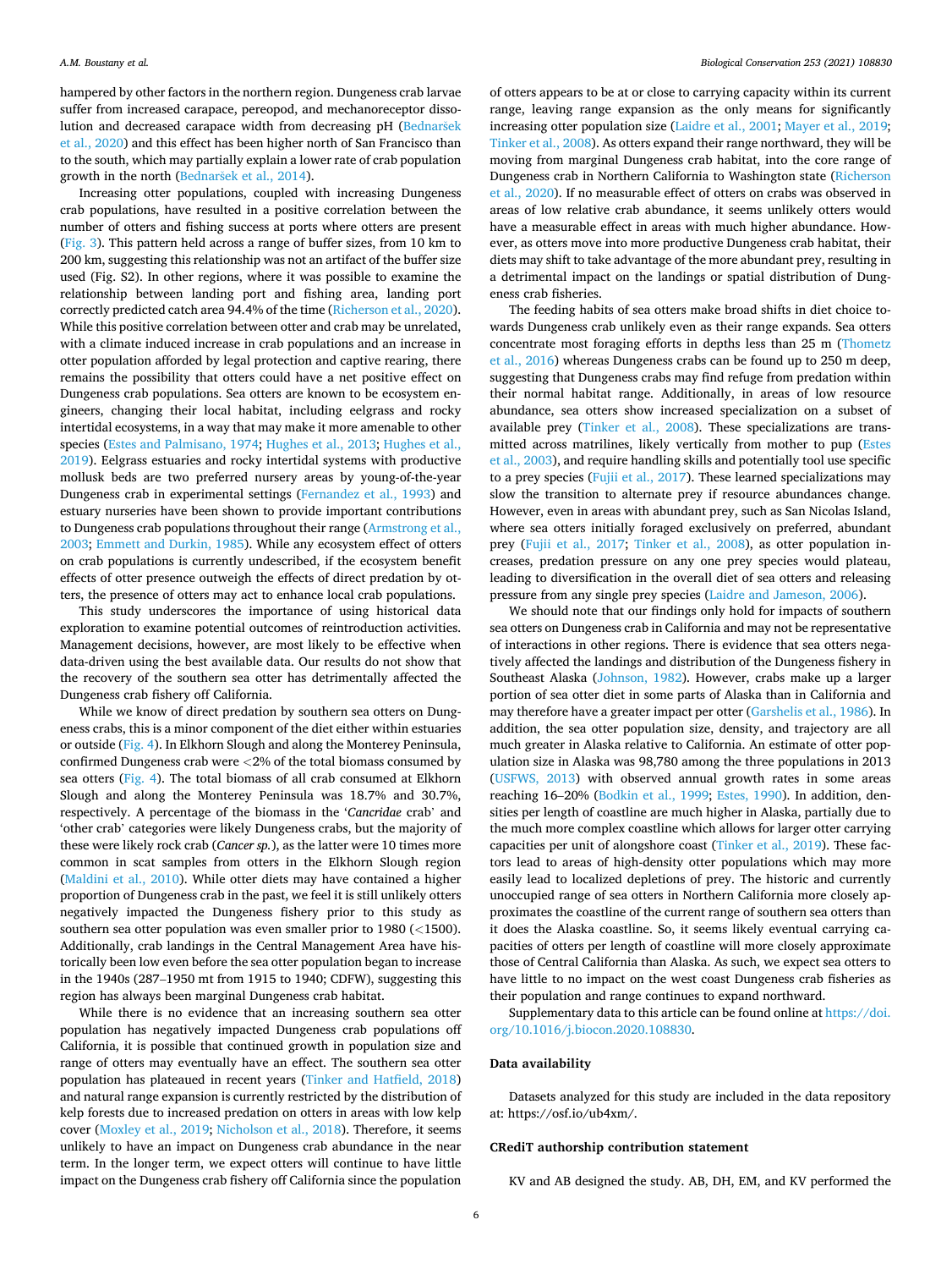hampered by other factors in the northern region. Dungeness crab larvae suffer from increased carapace, pereopod, and mechanoreceptor dissolution and decreased carapace width from decreasing pH (Bednaršek et al., 2020) and this effect has been higher north of San Francisco than to the south, which may partially explain a lower rate of crab population growth in the north (Bednaršek et al., 2014).

Increasing otter populations, coupled with increasing Dungeness crab populations, have resulted in a positive correlation between the number of otters and fishing success at ports where otters are present (Fig. 3). This pattern held across a range of buffer sizes, from 10 km to 200 km, suggesting this relationship was not an artifact of the buffer size used (Fig. S2). In other regions, where it was possible to examine the relationship between landing port and fishing area, landing port correctly predicted catch area 94.4% of the time (Richerson et al., 2020). While this positive correlation between otter and crab may be unrelated, with a climate induced increase in crab populations and an increase in otter population afforded by legal protection and captive rearing, there remains the possibility that otters could have a net positive effect on Dungeness crab populations. Sea otters are known to be ecosystem engineers, changing their local habitat, including eelgrass and rocky intertidal ecosystems, in a way that may make it more amenable to other species (Estes and Palmisano, 1974; Hughes et al., 2013; Hughes et al., 2019). Eelgrass estuaries and rocky intertidal systems with productive mollusk beds are two preferred nursery areas by young-of-the-year Dungeness crab in experimental settings (Fernandez et al., 1993) and estuary nurseries have been shown to provide important contributions to Dungeness crab populations throughout their range (Armstrong et al., 2003; Emmett and Durkin, 1985). While any ecosystem effect of otters on crab populations is currently undescribed, if the ecosystem benefit effects of otter presence outweigh the effects of direct predation by otters, the presence of otters may act to enhance local crab populations.

This study underscores the importance of using historical data exploration to examine potential outcomes of reintroduction activities. Management decisions, however, are most likely to be effective when data-driven using the best available data. Our results do not show that the recovery of the southern sea otter has detrimentally affected the Dungeness crab fishery off California.

While we know of direct predation by southern sea otters on Dungeness crabs, this is a minor component of the diet either within estuaries or outside (Fig. 4). In Elkhorn Slough and along the Monterey Peninsula, confirmed Dungeness crab were <2% of the total biomass consumed by sea otters (Fig. 4). The total biomass of all crab consumed at Elkhorn Slough and along the Monterey Peninsula was 18.7% and 30.7%, respectively. A percentage of the biomass in the '*Cancridae* crab' and 'other crab' categories were likely Dungeness crabs, but the majority of these were likely rock crab (*Cancer sp.*), as the latter were 10 times more common in scat samples from otters in the Elkhorn Slough region (Maldini et al., 2010). While otter diets may have contained a higher proportion of Dungeness crab in the past, we feel it is still unlikely otters negatively impacted the Dungeness fishery prior to this study as southern sea otter population was even smaller prior to 1980 (<1500). Additionally, crab landings in the Central Management Area have historically been low even before the sea otter population began to increase in the 1940s (287–1950 mt from 1915 to 1940; CDFW), suggesting this region has always been marginal Dungeness crab habitat.

While there is no evidence that an increasing southern sea otter population has negatively impacted Dungeness crab populations off California, it is possible that continued growth in population size and range of otters may eventually have an effect. The southern sea otter population has plateaued in recent years (Tinker and Hatfield, 2018) and natural range expansion is currently restricted by the distribution of kelp forests due to increased predation on otters in areas with low kelp cover (Moxley et al., 2019; Nicholson et al., 2018). Therefore, it seems unlikely to have an impact on Dungeness crab abundance in the near term. In the longer term, we expect otters will continue to have little impact on the Dungeness crab fishery off California since the population of otters appears to be at or close to carrying capacity within its current range, leaving range expansion as the only means for significantly increasing otter population size (Laidre et al., 2001; Mayer et al., 2019; Tinker et al., 2008). As otters expand their range northward, they will be moving from marginal Dungeness crab habitat, into the core range of Dungeness crab in Northern California to Washington state (Richerson et al., 2020). If no measurable effect of otters on crabs was observed in areas of low relative crab abundance, it seems unlikely otters would have a measurable effect in areas with much higher abundance. However, as otters move into more productive Dungeness crab habitat, their diets may shift to take advantage of the more abundant prey, resulting in a detrimental impact on the landings or spatial distribution of Dungeness crab fisheries.

The feeding habits of sea otters make broad shifts in diet choice towards Dungeness crab unlikely even as their range expands. Sea otters concentrate most foraging efforts in depths less than 25 m (Thometz et al., 2016) whereas Dungeness crabs can be found up to 250 m deep, suggesting that Dungeness crabs may find refuge from predation within their normal habitat range. Additionally, in areas of low resource abundance, sea otters show increased specialization on a subset of available prey (Tinker et al., 2008). These specializations are transmitted across matrilines, likely vertically from mother to pup (Estes et al., 2003), and require handling skills and potentially tool use specific to a prey species (Fujii et al., 2017). These learned specializations may slow the transition to alternate prey if resource abundances change. However, even in areas with abundant prey, such as San Nicolas Island, where sea otters initially foraged exclusively on preferred, abundant prey (Fujii et al., 2017; Tinker et al., 2008), as otter population increases, predation pressure on any one prey species would plateau, leading to diversification in the overall diet of sea otters and releasing pressure from any single prey species (Laidre and Jameson, 2006).

We should note that our findings only hold for impacts of southern sea otters on Dungeness crab in California and may not be representative of interactions in other regions. There is evidence that sea otters negatively affected the landings and distribution of the Dungeness fishery in Southeast Alaska (Johnson, 1982). However, crabs make up a larger portion of sea otter diet in some parts of Alaska than in California and may therefore have a greater impact per otter (Garshelis et al., 1986). In addition, the sea otter population size, density, and trajectory are all much greater in Alaska relative to California. An estimate of otter population size in Alaska was 98,780 among the three populations in 2013 (USFWS, 2013) with observed annual growth rates in some areas reaching 16–20% (Bodkin et al., 1999; Estes, 1990). In addition, densities per length of coastline are much higher in Alaska, partially due to the much more complex coastline which allows for larger otter carrying capacities per unit of alongshore coast (Tinker et al., 2019). These factors lead to areas of high-density otter populations which may more easily lead to localized depletions of prey. The historic and currently unoccupied range of sea otters in Northern California more closely approximates the coastline of the current range of southern sea otters than it does the Alaska coastline. So, it seems likely eventual carrying capacities of otters per length of coastline will more closely approximate those of Central California than Alaska. As such, we expect sea otters to have little to no impact on the west coast Dungeness crab fisheries as their population and range continues to expand northward.

Supplementary data to this article can be found online at https://doi.org/10.1016/j.biocon.2020.108830.

## Data availability

Datasets analyzed for this study are included in the data repository at: https://osf.io/ub4xm/.

## CRediT authorship contribution statement

KV and AB designed the study. AB, DH, EM, and KV performed the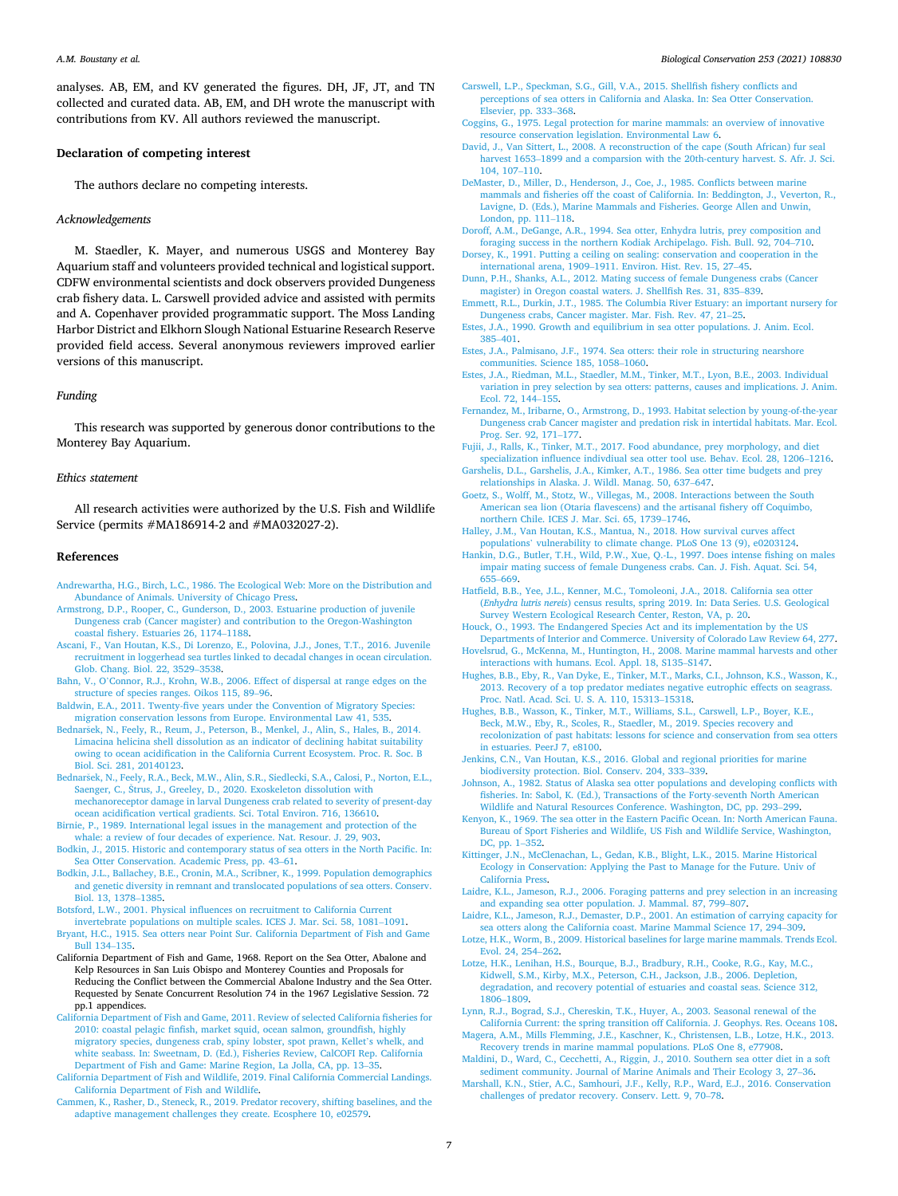analyses. AB, EM, and KV generated the figures. DH, JF, JT, and TN collected and curated data. AB, EM, and DH wrote the manuscript with contributions from KV. All authors reviewed the manuscript.

## Declaration of competing interest

The authors declare no competing interests.

### *Acknowledgements*

M. Staedler, K. Mayer, and numerous USGS and Monterey Bay Aquarium staff and volunteers provided technical and logistical support. CDFW environmental scientists and dock observers provided Dungeness crab fishery data. L. Carswell provided advice and assisted with permits and A. Copenhaver provided programmatic support. The Moss Landing Harbor District and Elkhorn Slough National Estuarine Research Reserve provided field access. Several anonymous reviewers improved earlier versions of this manuscript.

### *Funding*

This research was supported by generous donor contributions to the Monterey Bay Aquarium.

### *Ethics statement*

All research activities were authorized by the U.S. Fish and Wildlife Service (permits #MA186914-2 and #MA032027-2).

## References

Andrewartha, H.G., Birch, L.C., 1986. The Ecological Web: More on the Distribution and Abundance of Animals. University of Chicago Press.

Armstrong, D.P., Rooper, C., Gunderson, D., 2003. Estuarine production of juvenile Dungeness crab (Cancer magister) and contribution to the Oregon-Washington coastal fishery. Estuaries 26, 1174–1188.

Ascani, F., Van Houtan, K.S., Di Lorenzo, E., Polovina, J.J., Jones, T.T., 2016. Juvenile recruitment in loggerhead sea turtles linked to decadal changes in ocean circulation. Glob. Chang. Biol. 22, 3529–3538.

Bahn, V., O'Connor, R.J., Krohn, W.B., 2006. Effect of dispersal at range edges on the structure of species ranges. Oikos 115, 89–96.

Baldwin, E.A., 2011. Twenty-five years under the Convention of Migratory Species: migration conservation lessons from Europe. Environmental Law 41, 535.

Bednaršek, N., Feely, R., Reum, J., Peterson, B., Menkel, J., Alin, S., Hales, B., 2014. Limacina helicina shell dissolution as an indicator of declining habitat suitability owing to ocean acidification in the California Current Ecosystem. Proc. R. Soc. B Biol. Sci. 281, 20140123.

Bednaršek, N., Feely, R.A., Beck, M.W., Alin, S.R., Siedlecki, S.A., Calosi, P., Norton, E.L., Saenger, C., Štrus, J., Greeley, D., 2020. Exoskeleton dissolution with mechanoreceptor damage in larval Dungeness crab related to severity of present-day ocean acidification vertical gradients. Sci. Total Environ. 716, 136610.

Birnie, P., 1989. International legal issues in the management and protection of the whale: a review of four decades of experience. Nat. Resour. J. 29, 903.

Bodkin, J., 2015. Historic and contemporary status of sea otters in the North Pacific. In: Sea Otter Conservation. Academic Press, pp. 43–61.

Bodkin, J.L., Ballachey, B.E., Cronin, M.A., Scribner, K., 1999. Population demographics and genetic diversity in remnant and translocated populations of sea otters. Conserv. Biol. 13, 1378–1385.

Botsford, L.W., 2001. Physical influences on recruitment to California Current invertebrate populations on multiple scales. ICES J. Mar. Sci. 58, 1081–1091.

Bryant, H.C., 1915. Sea otters near Point Sur. California Department of Fish and Game Bull 134–135.

California Department of Fish and Game, 1968. Report on the Sea Otter, Abalone and Kelp Resources in San Luis Obispo and Monterey Counties and Proposals for Reducing the Conflict between the Commercial Abalone Industry and the Sea Otter. Requested by Senate Concurrent Resolution 74 in the 1967 Legislative Session. 72 pp.1 appendices.

California Department of Fish and Game, 2011. Review of selected California fisheries for 2010: coastal pelagic finfish, market squid, ocean salmon, groundfish, highly migratory species, dungeness crab, spiny lobster, spot prawn, Kellet's whelk, and white seabass. In: Sweetnam, D. (Ed.), Fisheries Review, CalCOFI Rep. California Department of Fish and Game: Marine Region, La Jolla, CA, pp. 13–35.

California Department of Fish and Wildlife, 2019. Final California Commercial Landings. California Department of Fish and Wildlife.

Cammen, K., Rasher, D., Steneck, R., 2019. Predator recovery, shifting baselines, and the adaptive management challenges they create. Ecosphere 10, e02579.

Carswell, L.P., Speckman, S.G., Gill, V.A., 2015. Shellfish fishery conflicts and perceptions of sea otters in California and Alaska. In: Sea Otter Conservation. Elsevier, pp. 333–368.

Coggins, G., 1975. Legal protection for marine mammals: an overview of innovative resource conservation legislation. Environmental Law 6.

David, J., Van Sittert, L., 2008. A reconstruction of the cape (South African) fur seal harvest 1653–1899 and a comparison with the 20th-century harvest. S. Afr. J. Sci. 104, 107–110.

DeMaster, D., Miller, D., Henderson, J., Coe, J., 1985. Conflicts between marine mammals and fisheries off the coast of California. In: Beddington, J., Veverton, R., Lavigne, D. (Eds.), Marine Mammals and Fisheries. George Allen and Unwin, London, pp. 111–118.

Doroff, A.M., DeGange, A.R., 1994. Sea otter, Enhydra lutris, prey composition and foraging success in the northern Kodiak Archipelago. Fish. Bull. 92, 704–710.

Dorsey, K., 1991. Putting a ceiling on sealing: conservation and cooperation in the international arena, 1909–1911. Environ. Hist. Rev. 15, 27–45.

Dunn, P.H., Shanks, A.L., 2012. Mating success of female Dungeness crabs (Cancer magister) in Oregon coastal waters. J. Shellfish Res. 31, 835–839.

Emmett, R.L., Durkin, J.T., 1985. The Columbia River Estuary: an important nursery for Dungeness crabs, Cancer magister. Mar. Fish. Rev. 47, 21–25.

Estes, J.A., 1990. Growth and equilibrium in sea otter populations. J. Anim. Ecol. 385–401.

Estes, J.A., Palmisano, J.F., 1974. Sea otters: their role in structuring nearshore communities. Science 185, 1058–1060.

Estes, J.A., Riedman, M.L., Staedler, M.M., Tinker, M.T., Lyon, B.E., 2003. Individual variation in prey selection by sea otters: patterns, causes and implications. J. Anim. Ecol. 72, 144–155.

Fernandez, M., Iribarne, O., Armstrong, D., 1993. Habitat selection by young-of-the-year Dungeness crab Cancer magister and predation risk in intertidal habitats. Mar. Ecol. Prog. Ser. 92, 171–177.

Fujii, J., Ralls, K., Tinker, M.T., 2017. Food abundance, prey morphology, and diet specialization influence indivdiual sea otter tool use. Behav. Ecol. 28, 1206–1216.

Garshelis, D.L., Garshelis, J.A., Kimker, A.T., 1986. Sea otter time budgets and prey relationships in Alaska. J. Wildl. Manag. 50, 637–647.

Goetz, S., Wolff, M., Stotz, W., Villegas, M., 2008. Interactions between the South American sea lion (Otaria flavescens) and the artisanal fishery off Coquimbo, northern Chile. ICES J. Mar. Sci. 65, 1739–1746.

Halley, J.M., Van Houtan, K.S., Mantua, N., 2018. How survival curves affect populations' vulnerability to climate change. PLoS One 13 (9), e0203124.

Hankin, D.G., Butler, T.H., Wild, P.W., Xue, Q.-L., 1997. Does intense fishing on males impair mating success of female Dungeness crabs. Can. J. Fish. Aquat. Sci. 54, 655–669.

Hatfield, B.B., Yee, J.L., Kenner, M.C., Tomoleoni, J.A., 2018. California sea otter (*Enhydra lutris nereis*) census results, spring 2019. In: Data Series. U.S. Geological Survey Western Ecological Research Center, Reston, VA, p. 20.

Houck, O., 1993. The Endangered Species Act and its implementation by the US Departments of Interior and Commerce. University of Colorado Law Review 64, 277.

Hovelsrud, G., McKenna, M., Huntington, H., 2008. Marine mammal harvests and other interactions with humans. Ecol. Appl. 18, S135–S147.

Hughes, B.B., Eby, R., Van Dyke, E., Tinker, M.T., Marks, C.I., Johnson, K.S., Wasson, K., 2013. Recovery of a top predator mediates negative eutrophic effects on seagrass. Proc. Natl. Acad. Sci. U. S. A. 110, 15313–15318.

Hughes, B.B., Wasson, K., Tinker, M.T., Williams, S.L., Carswell, L.P., Boyer, K.E., Beck, M.W., Eby, R., Scoles, R., Staedler, M., 2019. Species recovery and recolonization of past habitats: lessons for science and conservation from sea otters in estuaries. PeerJ 7, e8100.

Jenkins, C.N., Van Houtan, K.S., 2016. Global and regional priorities for marine biodiversity protection. Biol. Conserv. 204, 333–339.

Johnson, A., 1982. Status of Alaska sea otter populations and developing conflicts with fisheries. In: Sabol, K. (Ed.), Transactions of the Forty-seventh North American Wildlife and Natural Resources Conference. Washington, DC, pp. 293–299.

Kenyon, K., 1969. The sea otter in the Eastern Pacific Ocean. In: North American Fauna. Bureau of Sport Fisheries and Wildlife, US Fish and Wildlife Service, Washington, DC, pp. 1–352.

Kittinger, J.N., McClenachan, L., Gedan, K.B., Blight, L.K., 2015. Marine Historical Ecology in Conservation: Applying the Past to Manage for the Future. Univ of California Press.

Laidre, K.L., Jameson, R.J., 2006. Foraging patterns and prey selection in an increasing and expanding sea otter population. J. Mammal. 87, 799–807.

Laidre, K.L., Jameson, R.J., Demaster, D.P., 2001. An estimation of carrying capacity for sea otters along the California coast. Marine Mammal Science 17, 294–309.

Lotze, H.K., Worm, B., 2009. Historical baselines for large marine mammals. Trends Ecol. Evol. 24, 254–262.

Lotze, H.K., Lenihan, H.S., Bourque, B.J., Bradbury, R.H., Cooke, R.G., Kay, M.C., Kidwell, S.M., Kirby, M.X., Peterson, C.H., Jackson, J.B., 2006. Depletion, degradation, and recovery potential of estuaries and coastal seas. Science 312, 1806–1809.

Lynn, R.J., Bograd, S.J., Chereskin, T.K., Huyer, A., 2003. Seasonal renewal of the California Current: the spring transition off California. J. Geophys. Res. Oceans 108.

Magera, A.M., Mills Flemming, J.E., Kaschner, K., Christensen, L.B., Lotze, H.K., 2013. Recovery trends in marine mammal populations. PLoS One 8, e77908.

Maldini, D., Ward, C., Cecchetti, A., Riggin, J., 2010. Southern sea otter diet in a soft sediment community. Journal of Marine Animals and Their Ecology 3, 27–36.

Marshall, K.N., Stier, A.C., Samhouri, J.F., Kelly, R.P., Ward, E.J., 2016. Conservation challenges of predator recovery. Conserv. Lett. 9, 70–78.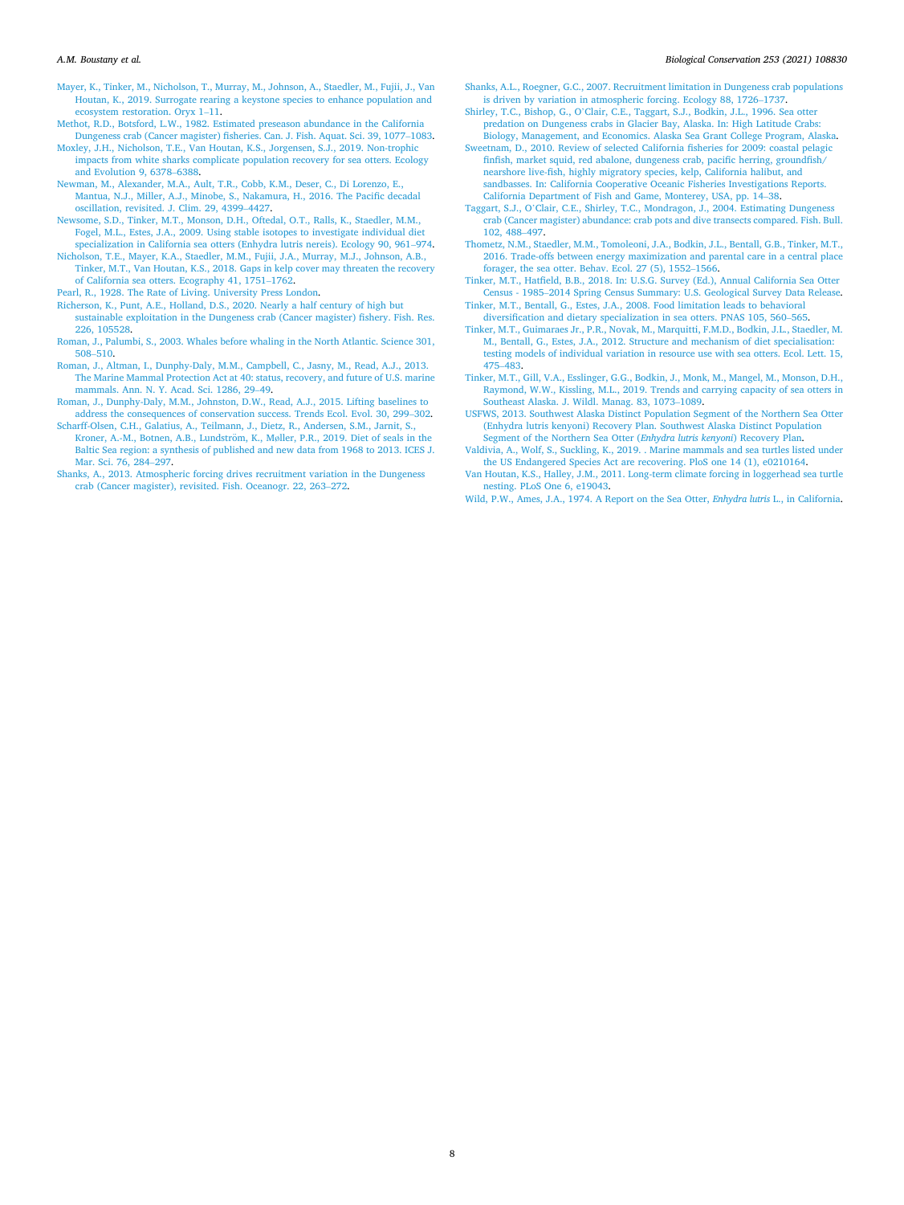Mayer, K., Tinker, M., Nicholson, T., Murray, M., Johnson, A., Staedler, M., Fujii, J., Van Houtan, K., 2019. Surrogate rearing a keystone species to enhance population and ecosystem restoration. Oryx 1–11.

Methot, R.D., Botsford, L.W., 1982. Estimated preseason abundance in the California Dungeness crab (Cancer magister) fisheries. Can. J. Fish. Aquat. Sci. 39, 1077–1083.

Moxley, J.H., Nicholson, T.E., Van Houtan, K.S., Jorgensen, S.J., 2019. Non-trophic impacts from white sharks complicate population recovery for sea otters. Ecology and Evolution 9, 6378–6388.

Newman, M., Alexander, M.A., Ault, T.R., Cobb, K.M., Deser, C., Di Lorenzo, E., Mantua, N.J., Miller, A.J., Minobe, S., Nakamura, H., 2016. The Pacific decadal oscillation, revisited. J. Clim. 29, 4399–4427.

Newsome, S.D., Tinker, M.T., Monson, D.H., Oftedal, O.T., Ralls, K., Staedler, M.M., Fogel, M.L., Estes, J.A., 2009. Using stable isotopes to investigate individual diet specialization in California sea otters (Enhydra lutris nereis). Ecology 90, 961–974.

Nicholson, T.E., Mayer, K.A., Staedler, M.M., Fujii, J.A., Murray, M.J., Johnson, A.B., Tinker, M.T., Van Houtan, K.S., 2018. Gaps in kelp cover may threaten the recovery of California sea otters. Ecography 41, 1751–1762.

Pearl, R., 1928. The Rate of Living. University Press London.

Richerson, K., Punt, A.E., Holland, D.S., 2020. Nearly a half century of high but sustainable exploitation in the Dungeness crab (Cancer magister) fishery. Fish. Res. 226, 105528.

Roman, J., Palumbi, S., 2003. Whales before whaling in the North Atlantic. Science 301, 508–510.

Roman, J., Altman, I., Dunphy-Daly, M.M., Campbell, C., Jasny, M., Read, A.J., 2013. The Marine Mammal Protection Act at 40: status, recovery, and future of U.S. marine mammals. Ann. N. Y. Acad. Sci. 1286, 29–49.

Roman, J., Dunphy-Daly, M.M., Johnston, D.W., Read, A.J., 2015. Lifting baselines to address the consequences of conservation success. Trends Ecol. Evol. 30, 299–302.

Scharff-Olsen, C.H., Galatius, A., Teilmann, J., Dietz, R., Andersen, S.M., Jarnit, S., Kroner, A.-M., Botnen, A.B., Lundström, K., Møller, P.R., 2019. Diet of seals in the Baltic Sea region: a synthesis of published and new data from 1968 to 2013. ICES J. Mar. Sci. 76, 284–297.

Shanks, A., 2013. Atmospheric forcing drives recruitment variation in the Dungeness crab (Cancer magister), revisited. Fish. Oceanogr. 22, 263–272.

Shanks, A.L., Roegner, G.C., 2007. Recruitment limitation in Dungeness crab populations is driven by variation in atmospheric forcing. Ecology 88, 1726–1737.

Shirley, T.C., Bishop, G., O'Clair, C.E., Taggart, S.J., Bodkin, J.L., 1996. Sea otter predation on Dungeness crabs in Glacier Bay, Alaska. In: High Latitude Crabs: Biology, Management, and Economics. Alaska Sea Grant College Program, Alaska.

Sweetnam, D., 2010. Review of selected California fisheries for 2009: coastal pelagic finfish, market squid, red abalone, dungeness crab, pacific herring, groundfish/ nearshore live-fish, highly migratory species, kelp, California halibut, and sandbasses. In: California Cooperative Oceanic Fisheries Investigations Reports. California Department of Fish and Game, Monterey, USA, pp. 14–38.

Taggart, S.J., O'Clair, C.E., Shirley, T.C., Mondragon, J., 2004. Estimating Dungeness crab (Cancer magister) abundance: crab pots and dive transects compared. Fish. Bull. 102, 488–497.

Thometz, N.M., Staedler, M.M., Tomoleoni, J.A., Bodkin, J.L., Bentall, G.B., Tinker, M.T., 2016. Trade-offs between energy maximization and parental care in a central place forager, the sea otter. Behav. Ecol. 27 (5), 1552–1566.

Tinker, M.T., Hatfield, B.B., 2018. In: U.S.G. Survey (Ed.), Annual California Sea Otter Census - 1985–2014 Spring Census Summary: U.S. Geological Survey Data Release.

Tinker, M.T., Bentall, G., Estes, J.A., 2008. Food limitation leads to behavioral diversification and dietary specialization in sea otters. PNAS 105, 560–565.

Tinker, M.T., Guimaraes Jr., P.R., Novak, M., Marquitti, F.M.D., Bodkin, J.L., Staedler, M. M., Bentall, G., Estes, J.A., 2012. Structure and mechanism of diet specialisation: testing models of individual variation in resource use with sea otters. Ecol. Lett. 15, 475–483.

Tinker, M.T., Gill, V.A., Esslinger, G.G., Bodkin, J., Monk, M., Mangel, M., Monson, D.H., Raymond, W.W., Kissling, M.L., 2019. Trends and carrying capacity of sea otters in Southeast Alaska. J. Wildl. Manag. 83, 1073–1089.

USFWS, 2013. Southwest Alaska Distinct Population Segment of the Northern Sea Otter (Enhydra lutris kenyoni) Recovery Plan. Southwest Alaska Distinct Population Segment of the Northern Sea Otter (*Enhydra lutris kenyoni*) Recovery Plan.

Valdivia, A., Wolf, S., Suckling, K., 2019. . Marine mammals and sea turtles listed under the US Endangered Species Act are recovering. PloS one 14 (1), e0210164.

Van Houtan, K.S., Halley, J.M., 2011. Long-term climate forcing in loggerhead sea turtle nesting. PLoS One 6, e19043.

Wild, P.W., Ames, J.A., 1974. A Report on the Sea Otter, *Enhydra lutris* L., in California.